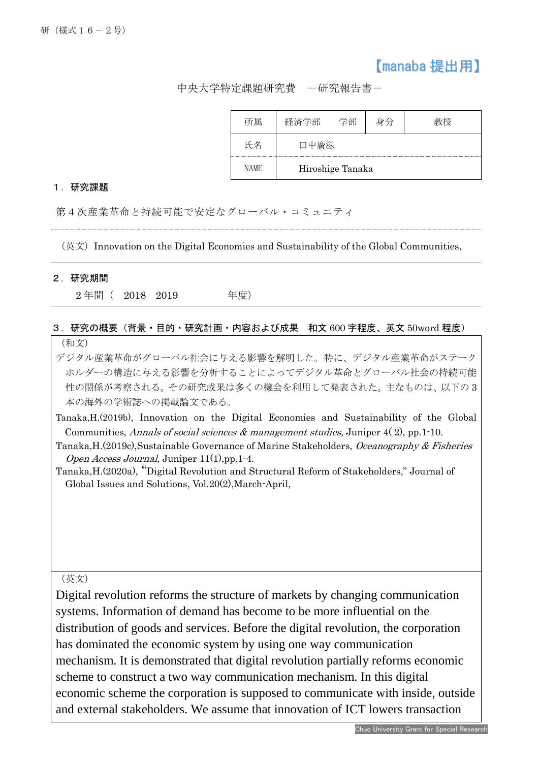研（様式１６－２号）

【manaba 提出用】

中央大学特定課題研究費　－研究報告書－

| 所属 | 経済学部　　学部 | 身分 | 教授 |
|---|---|---|---|
| 氏名 | 田中廣滋 | | |
| NAME | Hiroshige Tanaka | | |

**１．研究課題**

第４次産業革命と持続可能で安定なグローバル・コミュニティ

（英文）Innovation on the Digital Economies and Sustainability of the Global Communities,

**２．研究期間**

２年間（　2018　2019　　　　年度）

**３．研究の概要（背景・目的・研究計画・内容および成果　和文 600 字程度、英文 50word 程度）**

（和文）

デジタル産業革命がグローバル社会に与える影響を解明した。特に、デジタル産業革命がステークホルダーの構造に与える影響を分析することによってデジタル革命とグローバル社会の持続可能性の関係が考察される。その研究成果は多くの機会を利用して発表された。主なものは、以下の３本の海外の学術誌への掲載論文である。

Tanaka,H.(2019b), Innovation on the Digital Economies and Sustainability of the Global Communities, *Annals of social sciences & management studies*, Juniper 4( 2), pp.1-10.

Tanaka,H.(2019c),Sustainable Governance of Marine Stakeholders, *Oceanography & Fisheries Open Access Journal*, Juniper 11(1),pp.1-4.

Tanaka,H.(2020a), "Digital Revolution and Structural Reform of Stakeholders," Journal of Global Issues and Solutions, Vol.20(2),March-April,

（英文）

Digital revolution reforms the structure of markets by changing communication systems. Information of demand has become to be more influential on the distribution of goods and services. Before the digital revolution, the corporation has dominated the economic system by using one way communication mechanism. It is demonstrated that digital revolution partially reforms economic scheme to construct a two way communication mechanism. In this digital economic scheme the corporation is supposed to communicate with inside, outside and external stakeholders. We assume that innovation of ICT lowers transaction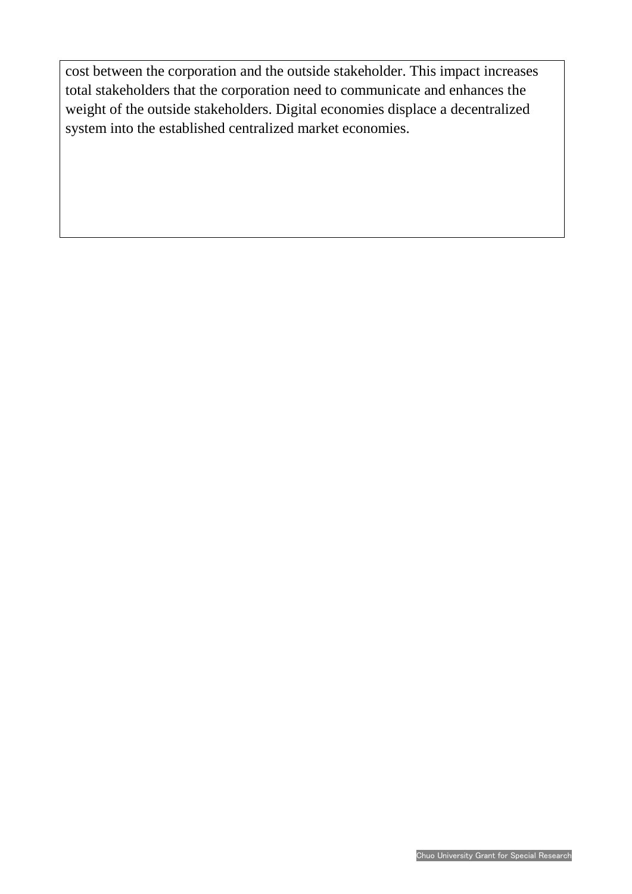cost between the corporation and the outside stakeholder. This impact increases total stakeholders that the corporation need to communicate and enhances the weight of the outside stakeholders. Digital economies displace a decentralized system into the established centralized market economies.